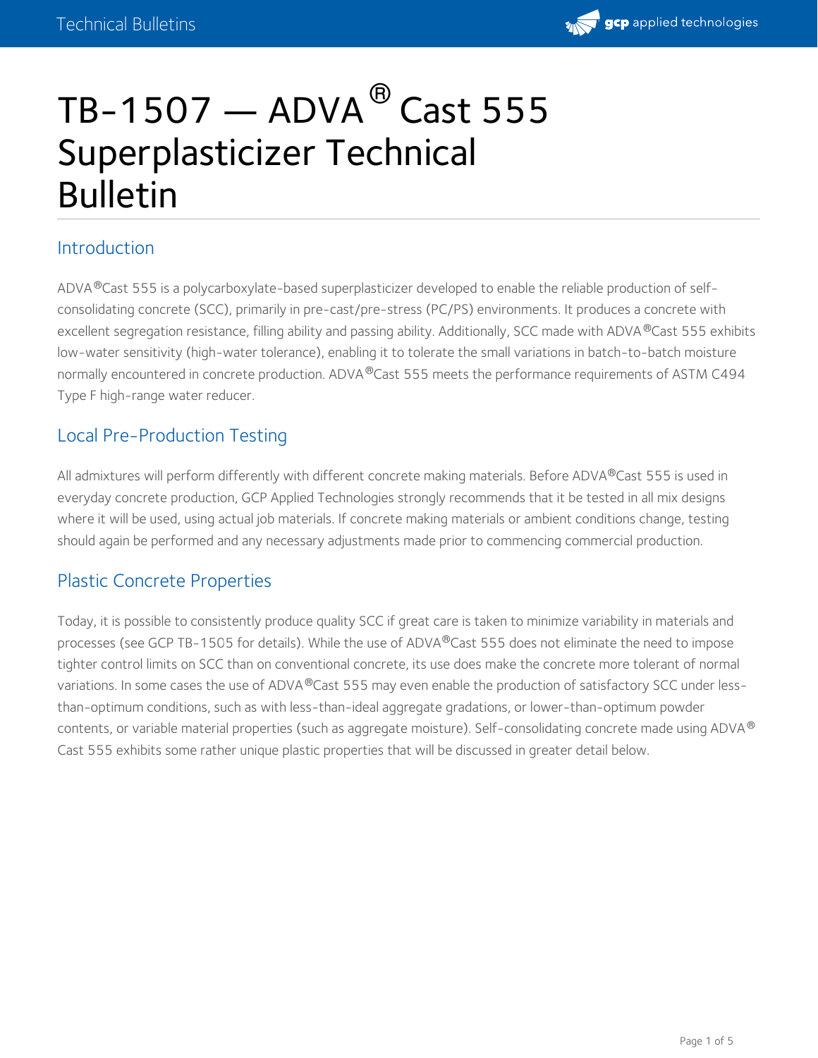# TB-1507 — ADVA® Cast 555 Superplasticizer Technical Bulletin

## Introduction

ADVA®Cast 555 is a polycarboxylate-based superplasticizer developed to enable the reliable production of self-consolidating concrete (SCC), primarily in pre-cast/pre-stress (PC/PS) environments. It produces a concrete with excellent segregation resistance, filling ability and passing ability. Additionally, SCC made with ADVA®Cast 555 exhibits low-water sensitivity (high-water tolerance), enabling it to tolerate the small variations in batch-to-batch moisture normally encountered in concrete production. ADVA®Cast 555 meets the performance requirements of ASTM C494 Type F high-range water reducer.

## Local Pre-Production Testing

All admixtures will perform differently with different concrete making materials. Before ADVA®Cast 555 is used in everyday concrete production, GCP Applied Technologies strongly recommends that it be tested in all mix designs where it will be used, using actual job materials. If concrete making materials or ambient conditions change, testing should again be performed and any necessary adjustments made prior to commencing commercial production.

## Plastic Concrete Properties

Today, it is possible to consistently produce quality SCC if great care is taken to minimize variability in materials and processes (see GCP TB-1505 for details). While the use of ADVA®Cast 555 does not eliminate the need to impose tighter control limits on SCC than on conventional concrete, its use does make the concrete more tolerant of normal variations. In some cases the use of ADVA®Cast 555 may even enable the production of satisfactory SCC under less-than-optimum conditions, such as with less-than-ideal aggregate gradations, or lower-than-optimum powder contents, or variable material properties (such as aggregate moisture). Self-consolidating concrete made using ADVA® Cast 555 exhibits some rather unique plastic properties that will be discussed in greater detail below.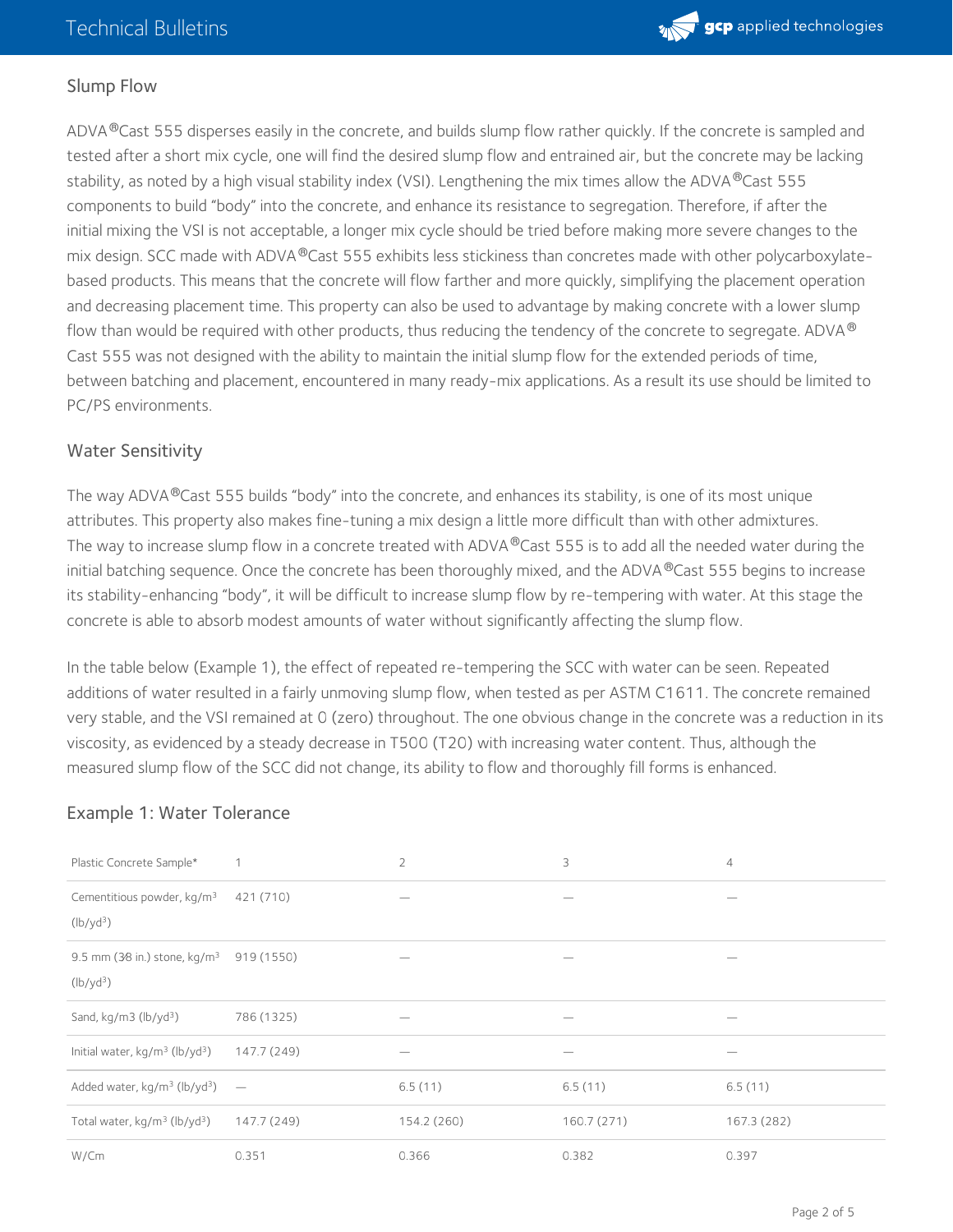## Slump Flow

ADVA®Cast 555 disperses easily in the concrete, and builds slump flow rather quickly. If the concrete is sampled and tested after a short mix cycle, one will find the desired slump flow and entrained air, but the concrete may be lacking stability, as noted by a high visual stability index (VSI). Lengthening the mix times allow the ADVA®Cast 555 components to build "body" into the concrete, and enhance its resistance to segregation. Therefore, if after the initial mixing the VSI is not acceptable, a longer mix cycle should be tried before making more severe changes to the mix design. SCC made with ADVA®Cast 555 exhibits less stickiness than concretes made with other polycarboxylate-based products. This means that the concrete will flow farther and more quickly, simplifying the placement operation and decreasing placement time. This property can also be used to advantage by making concrete with a lower slump flow than would be required with other products, thus reducing the tendency of the concrete to segregate. ADVA® Cast 555 was not designed with the ability to maintain the initial slump flow for the extended periods of time, between batching and placement, encountered in many ready-mix applications. As a result its use should be limited to PC/PS environments.

## Water Sensitivity

The way ADVA®Cast 555 builds "body" into the concrete, and enhances its stability, is one of its most unique attributes. This property also makes fine-tuning a mix design a little more difficult than with other admixtures. The way to increase slump flow in a concrete treated with ADVA®Cast 555 is to add all the needed water during the initial batching sequence. Once the concrete has been thoroughly mixed, and the ADVA®Cast 555 begins to increase its stability-enhancing "body", it will be difficult to increase slump flow by re-tempering with water. At this stage the concrete is able to absorb modest amounts of water without significantly affecting the slump flow.

In the table below (Example 1), the effect of repeated re-tempering the SCC with water can be seen. Repeated additions of water resulted in a fairly unmoving slump flow, when tested as per ASTM C1611. The concrete remained very stable, and the VSI remained at 0 (zero) throughout. The one obvious change in the concrete was a reduction in its viscosity, as evidenced by a steady decrease in T500 (T20) with increasing water content. Thus, although the measured slump flow of the SCC did not change, its ability to flow and thoroughly fill forms is enhanced.

## Example 1: Water Tolerance

| Plastic Concrete Sample* | 1 | 2 | 3 | 4 |
|---|---|---|---|---|
| Cementitious powder, kg/m³ (lb/yd³) | 421 (710) | — | — | — |
| 9.5 mm (38 in.) stone, kg/m³ (lb/yd³) | 919 (1550) | — | — | — |
| Sand, kg/m3 (lb/yd³) | 786 (1325) | — | — | — |
| Initial water, kg/m³ (lb/yd³) | 147.7 (249) | — | — | — |
| Added water, kg/m³ (lb/yd³) | — | 6.5 (11) | 6.5 (11) | 6.5 (11) |
| Total water, kg/m³ (lb/yd³) | 147.7 (249) | 154.2 (260) | 160.7 (271) | 167.3 (282) |
| W/Cm | 0.351 | 0.366 | 0.382 | 0.397 |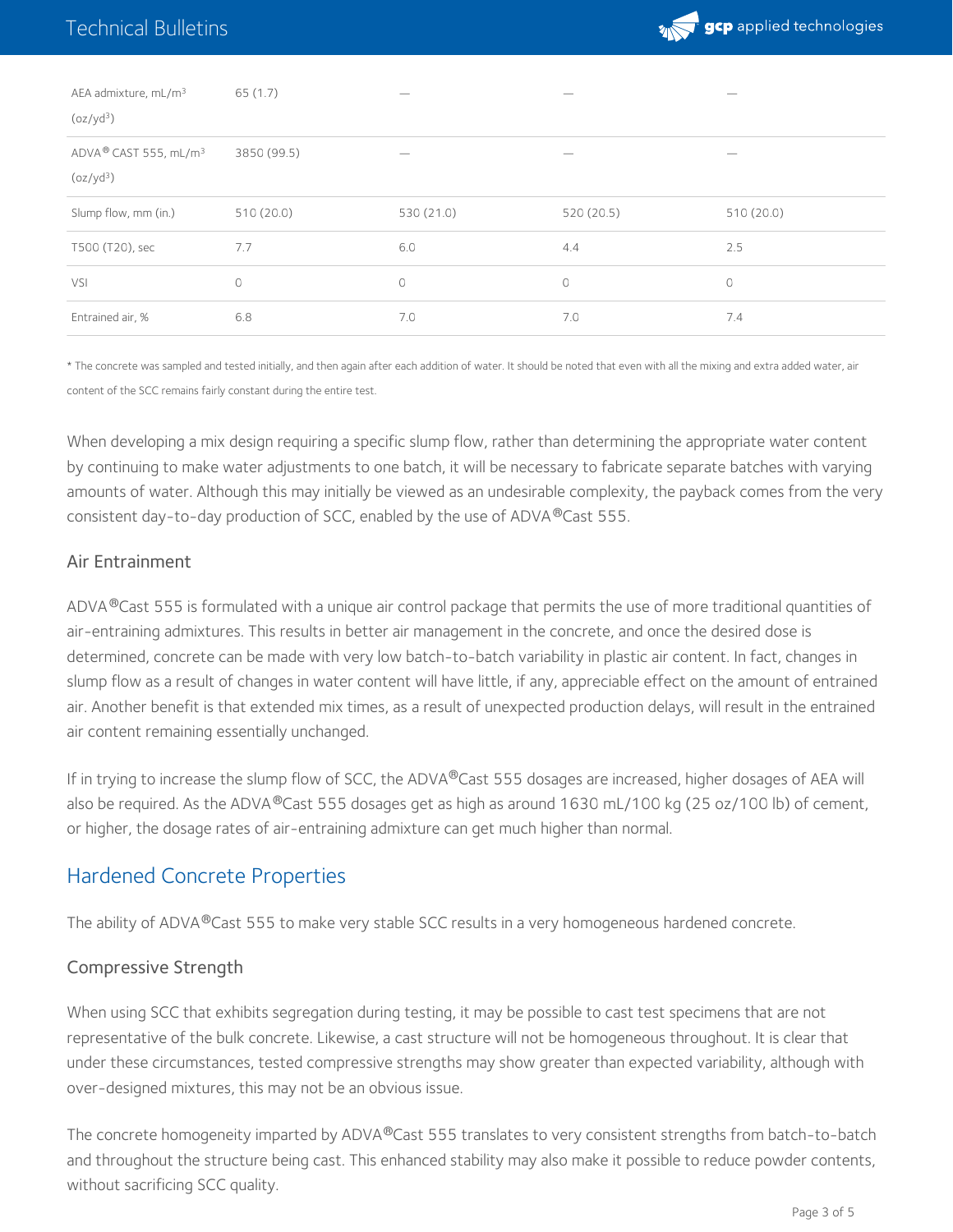| | | | | |
|---|---|---|---|---|
| AEA admixture, mL/m$^3$ (oz/yd$^3$) | 65 (1.7) | — | — | — |
| ADVA® CAST 555, mL/m$^3$ (oz/yd$^3$) | 3850 (99.5) | — | — | — |
| Slump flow, mm (in.) | 510 (20.0) | 530 (21.0) | 520 (20.5) | 510 (20.0) |
| T500 (T20), sec | 7.7 | 6.0 | 4.4 | 2.5 |
| VSI | 0 | 0 | 0 | 0 |
| Entrained air, % | 6.8 | 7.0 | 7.0 | 7.4 |

* The concrete was sampled and tested initially, and then again after each addition of water. It should be noted that even with all the mixing and extra added water, air content of the SCC remains fairly constant during the entire test.

When developing a mix design requiring a specific slump flow, rather than determining the appropriate water content by continuing to make water adjustments to one batch, it will be necessary to fabricate separate batches with varying amounts of water. Although this may initially be viewed as an undesirable complexity, the payback comes from the very consistent day-to-day production of SCC, enabled by the use of ADVA®Cast 555.

### Air Entrainment

ADVA®Cast 555 is formulated with a unique air control package that permits the use of more traditional quantities of air-entraining admixtures. This results in better air management in the concrete, and once the desired dose is determined, concrete can be made with very low batch-to-batch variability in plastic air content. In fact, changes in slump flow as a result of changes in water content will have little, if any, appreciable effect on the amount of entrained air. Another benefit is that extended mix times, as a result of unexpected production delays, will result in the entrained air content remaining essentially unchanged.

If in trying to increase the slump flow of SCC, the ADVA®Cast 555 dosages are increased, higher dosages of AEA will also be required. As the ADVA®Cast 555 dosages get as high as around 1630 mL/100 kg (25 oz/100 lb) of cement, or higher, the dosage rates of air-entraining admixture can get much higher than normal.

## Hardened Concrete Properties

The ability of ADVA®Cast 555 to make very stable SCC results in a very homogeneous hardened concrete.

### Compressive Strength

When using SCC that exhibits segregation during testing, it may be possible to cast test specimens that are not representative of the bulk concrete. Likewise, a cast structure will not be homogeneous throughout. It is clear that under these circumstances, tested compressive strengths may show greater than expected variability, although with over-designed mixtures, this may not be an obvious issue.

The concrete homogeneity imparted by ADVA®Cast 555 translates to very consistent strengths from batch-to-batch and throughout the structure being cast. This enhanced stability may also make it possible to reduce powder contents, without sacrificing SCC quality.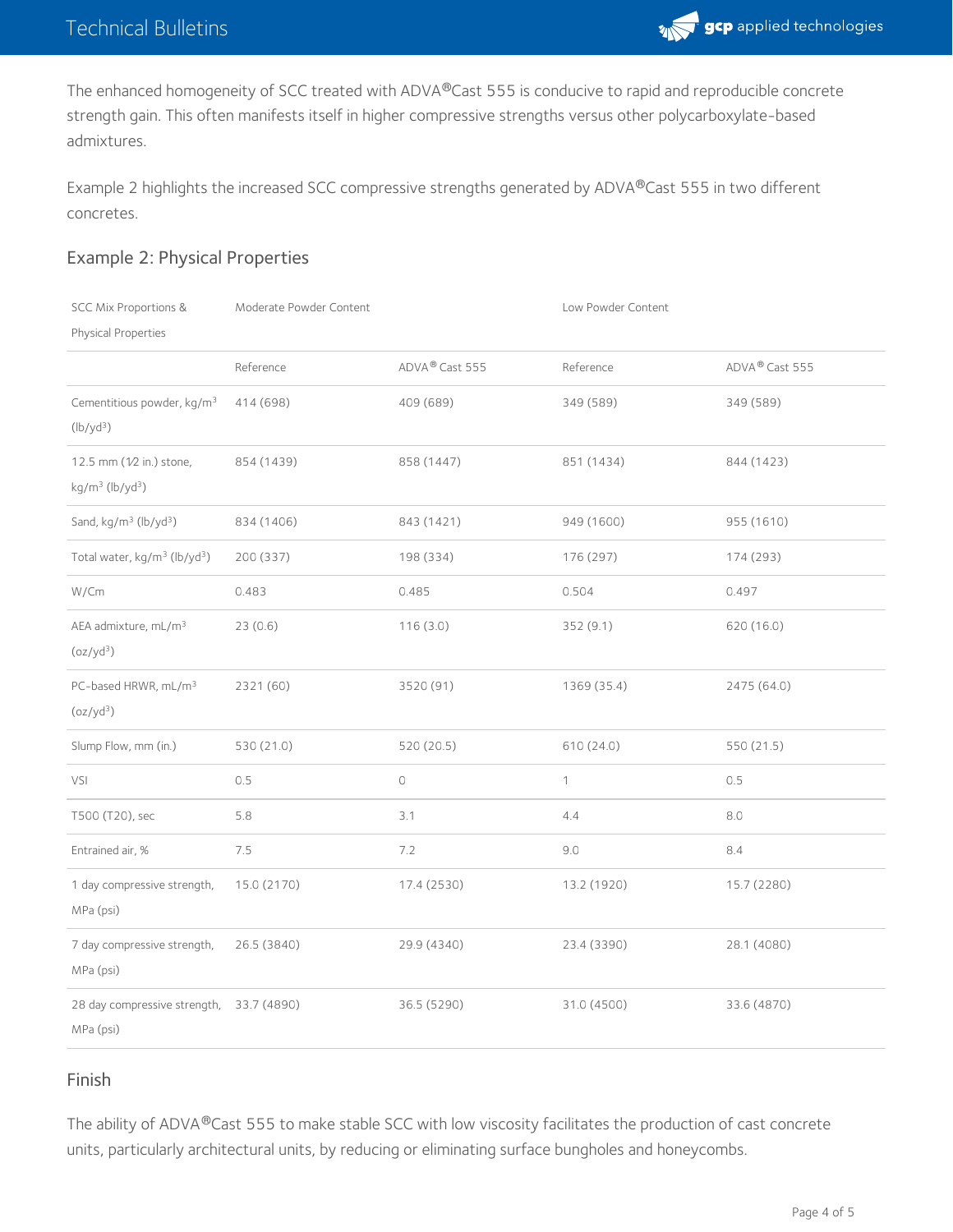The enhanced homogeneity of SCC treated with ADVA®Cast 555 is conducive to rapid and reproducible concrete strength gain. This often manifests itself in higher compressive strengths versus other polycarboxylate-based admixtures.

Example 2 highlights the increased SCC compressive strengths generated by ADVA®Cast 555 in two different concretes.

## Example 2: Physical Properties

| SCC Mix Proportions & Physical Properties | Moderate Powder Content | | Low Powder Content | |
|---|---|---|---|---|
| | Reference | ADVA® Cast 555 | Reference | ADVA® Cast 555 |
| Cementitious powder, kg/m³ (lb/yd³) | 414 (698) | 409 (689) | 349 (589) | 349 (589) |
| 12.5 mm (1⁄2 in.) stone, kg/m³ (lb/yd³) | 854 (1439) | 858 (1447) | 851 (1434) | 844 (1423) |
| Sand, kg/m³ (lb/yd³) | 834 (1406) | 843 (1421) | 949 (1600) | 955 (1610) |
| Total water, kg/m³ (lb/yd³) | 200 (337) | 198 (334) | 176 (297) | 174 (293) |
| W/Cm | 0.483 | 0.485 | 0.504 | 0.497 |
| AEA admixture, mL/m³ (oz/yd³) | 23 (0.6) | 116 (3.0) | 352 (9.1) | 620 (16.0) |
| PC-based HRWR, mL/m³ (oz/yd³) | 2321 (60) | 3520 (91) | 1369 (35.4) | 2475 (64.0) |
| Slump Flow, mm (in.) | 530 (21.0) | 520 (20.5) | 610 (24.0) | 550 (21.5) |
| VSI | 0.5 | 0 | 1 | 0.5 |
| T500 (T20), sec | 5.8 | 3.1 | 4.4 | 8.0 |
| Entrained air, % | 7.5 | 7.2 | 9.0 | 8.4 |
| 1 day compressive strength, MPa (psi) | 15.0 (2170) | 17.4 (2530) | 13.2 (1920) | 15.7 (2280) |
| 7 day compressive strength, MPa (psi) | 26.5 (3840) | 29.9 (4340) | 23.4 (3390) | 28.1 (4080) |
| 28 day compressive strength, MPa (psi) | 33.7 (4890) | 36.5 (5290) | 31.0 (4500) | 33.6 (4870) |

## Finish

The ability of ADVA®Cast 555 to make stable SCC with low viscosity facilitates the production of cast concrete units, particularly architectural units, by reducing or eliminating surface bungholes and honeycombs.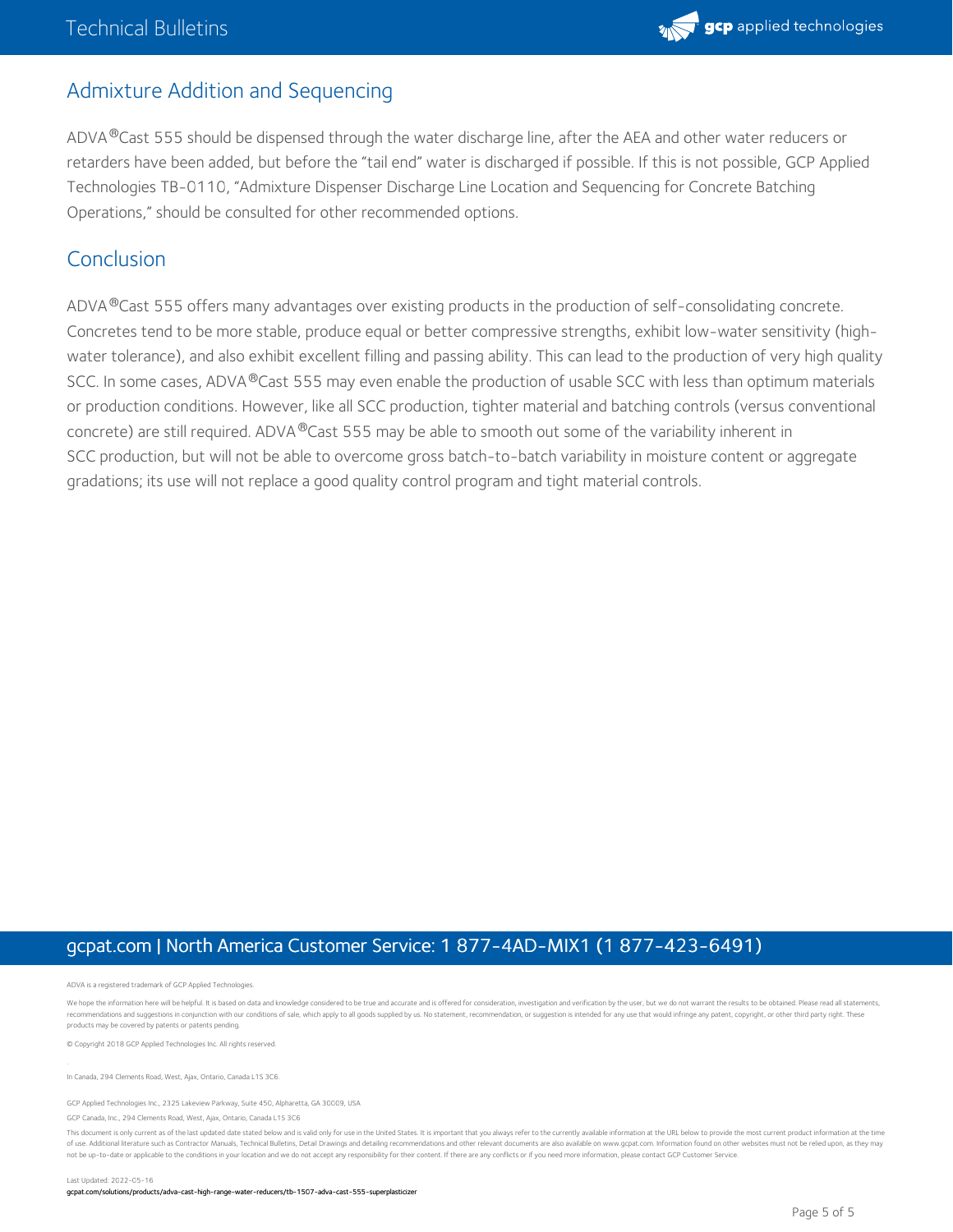## Admixture Addition and Sequencing

ADVA®Cast 555 should be dispensed through the water discharge line, after the AEA and other water reducers or retarders have been added, but before the "tail end" water is discharged if possible. If this is not possible, GCP Applied Technologies TB-0110, "Admixture Dispenser Discharge Line Location and Sequencing for Concrete Batching Operations," should be consulted for other recommended options.

## Conclusion

ADVA®Cast 555 offers many advantages over existing products in the production of self-consolidating concrete. Concretes tend to be more stable, produce equal or better compressive strengths, exhibit low-water sensitivity (high-water tolerance), and also exhibit excellent filling and passing ability. This can lead to the production of very high quality SCC. In some cases, ADVA®Cast 555 may even enable the production of usable SCC with less than optimum materials or production conditions. However, like all SCC production, tighter material and batching controls (versus conventional concrete) are still required. ADVA®Cast 555 may be able to smooth out some of the variability inherent in SCC production, but will not be able to overcome gross batch-to-batch variability in moisture content or aggregate gradations; its use will not replace a good quality control program and tight material controls.

gcpat.com | North America Customer Service: 1 877-4AD-MIX1 (1 877-423-6491)

ADVA is a registered trademark of GCP Applied Technologies.

We hope the information here will be helpful. It is based on data and knowledge considered to be true and accurate and is offered for consideration, investigation and verification by the user, but we do not warrant the results to be obtained. Please read all statements, recommendations and suggestions in conjunction with our conditions of sale, which apply to all goods supplied by us. No statement, recommendation, or suggestion is intended for any use that would infringe any patent, copyright, or other third party right. These products may be covered by patents or patents pending.

© Copyright 2018 GCP Applied Technologies Inc. All rights reserved.

In Canada, 294 Clements Road, West, Ajax, Ontario, Canada L1S 3C6.

GCP Applied Technologies Inc., 2325 Lakeview Parkway, Suite 450, Alpharetta, GA 30009, USA

GCP Canada, Inc., 294 Clements Road, West, Ajax, Ontario, Canada L1S 3C6

This document is only current as of the last updated date stated below and is valid only for use in the United States. It is important that you always refer to the currently available information at the URL below to provide the most current product information at the time of use. Additional literature such as Contractor Manuals, Technical Bulletins, Detail Drawings and detailing recommendations and other relevant documents are also available on www.gcpat.com. Information found on other websites must not be relied upon, as they may not be up-to-date or applicable to the conditions in your location and we do not accept any responsibility for their content. If there are any conflicts or if you need more information, please contact GCP Customer Service.

Last Updated: 2022-05-16

gcpat.com/solutions/products/adva-cast-high-range-water-reducers/tb-1507-adva-cast-555-superplasticizer